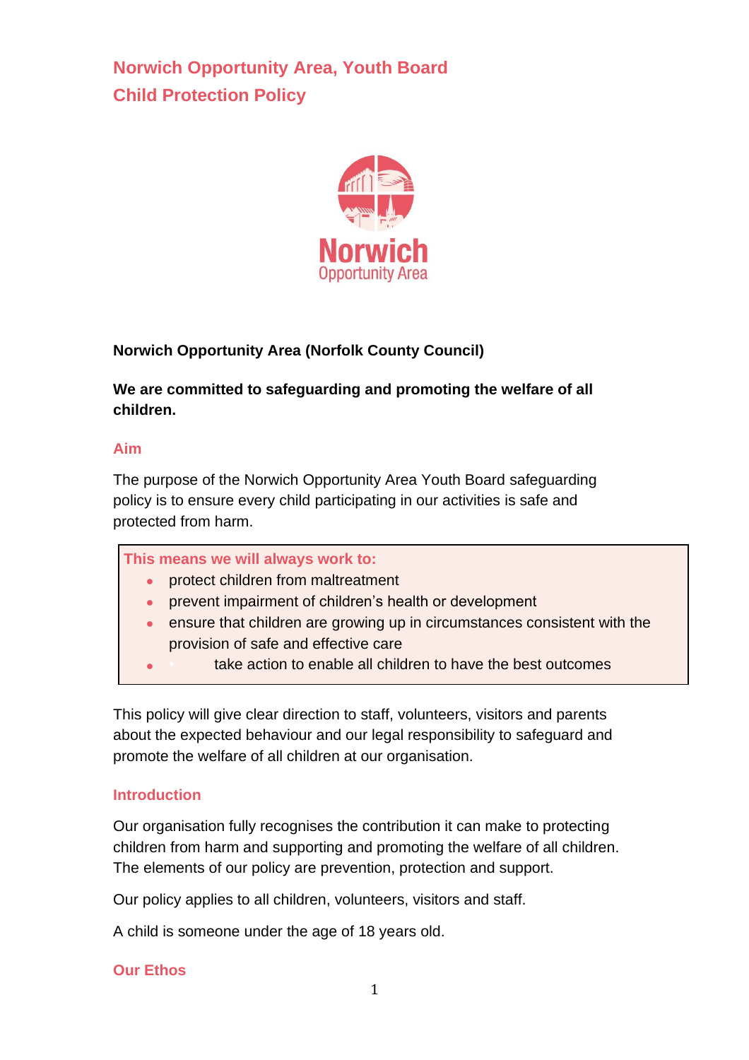# Norwich Opportunity Area, Youth Board
# Child Protection Policy

**Norwich Opportunity Area (Norfolk County Council)**

**We are committed to safeguarding and promoting the welfare of all children.**

## Aim

The purpose of the Norwich Opportunity Area Youth Board safeguarding policy is to ensure every child participating in our activities is safe and protected from harm.

**This means we will always work to:**

- protect children from maltreatment
- prevent impairment of children's health or development
- ensure that children are growing up in circumstances consistent with the provision of safe and effective care
- take action to enable all children to have the best outcomes

This policy will give clear direction to staff, volunteers, visitors and parents about the expected behaviour and our legal responsibility to safeguard and promote the welfare of all children at our organisation.

## Introduction

Our organisation fully recognises the contribution it can make to protecting children from harm and supporting and promoting the welfare of all children. The elements of our policy are prevention, protection and support.

Our policy applies to all children, volunteers, visitors and staff.

A child is someone under the age of 18 years old.

## Our Ethos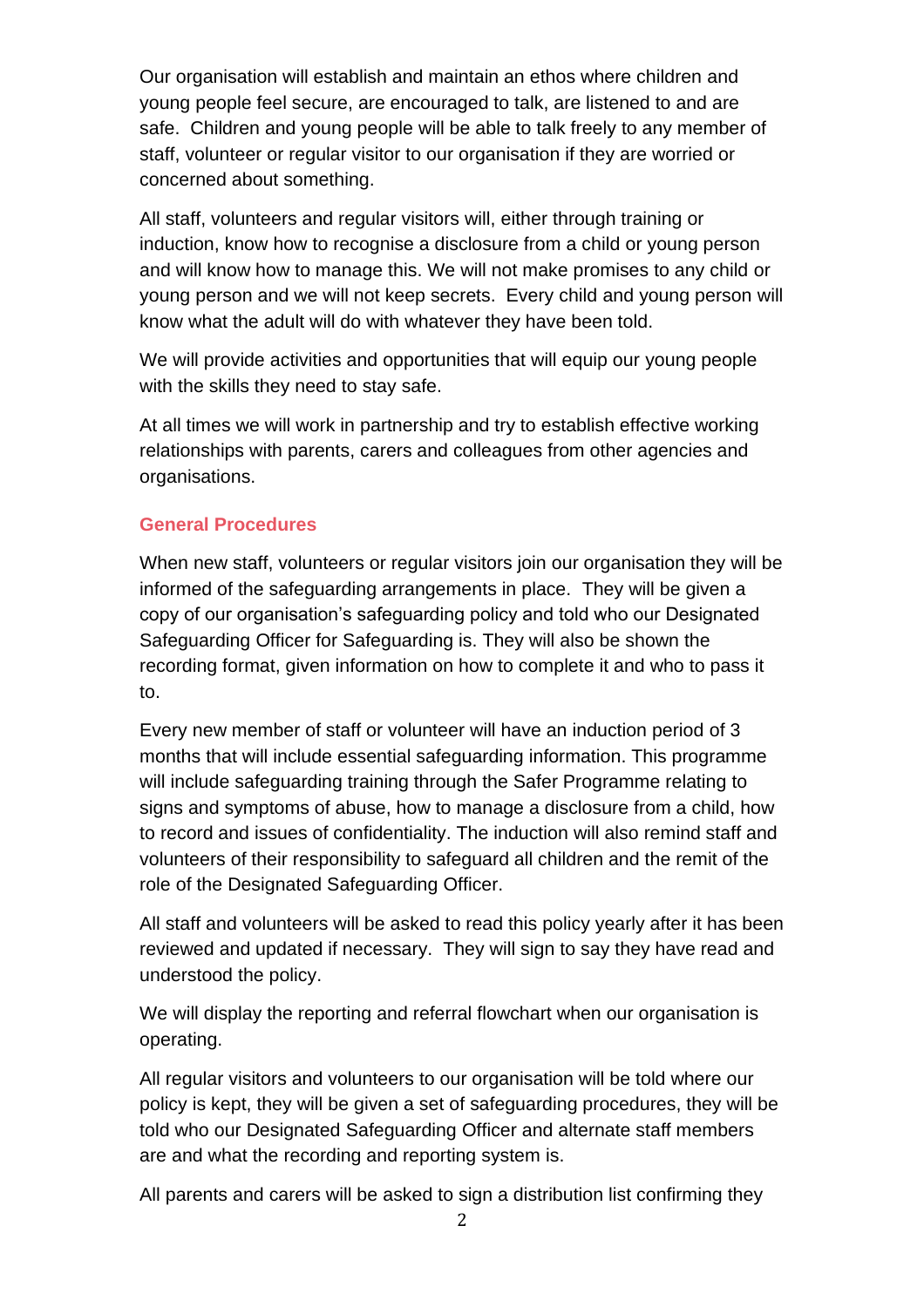Our organisation will establish and maintain an ethos where children and young people feel secure, are encouraged to talk, are listened to and are safe. Children and young people will be able to talk freely to any member of staff, volunteer or regular visitor to our organisation if they are worried or concerned about something.

All staff, volunteers and regular visitors will, either through training or induction, know how to recognise a disclosure from a child or young person and will know how to manage this. We will not make promises to any child or young person and we will not keep secrets. Every child and young person will know what the adult will do with whatever they have been told.

We will provide activities and opportunities that will equip our young people with the skills they need to stay safe.

At all times we will work in partnership and try to establish effective working relationships with parents, carers and colleagues from other agencies and organisations.

## General Procedures

When new staff, volunteers or regular visitors join our organisation they will be informed of the safeguarding arrangements in place. They will be given a copy of our organisation's safeguarding policy and told who our Designated Safeguarding Officer for Safeguarding is. They will also be shown the recording format, given information on how to complete it and who to pass it to.

Every new member of staff or volunteer will have an induction period of 3 months that will include essential safeguarding information. This programme will include safeguarding training through the Safer Programme relating to signs and symptoms of abuse, how to manage a disclosure from a child, how to record and issues of confidentiality. The induction will also remind staff and volunteers of their responsibility to safeguard all children and the remit of the role of the Designated Safeguarding Officer.

All staff and volunteers will be asked to read this policy yearly after it has been reviewed and updated if necessary. They will sign to say they have read and understood the policy.

We will display the reporting and referral flowchart when our organisation is operating.

All regular visitors and volunteers to our organisation will be told where our policy is kept, they will be given a set of safeguarding procedures, they will be told who our Designated Safeguarding Officer and alternate staff members are and what the recording and reporting system is.

All parents and carers will be asked to sign a distribution list confirming they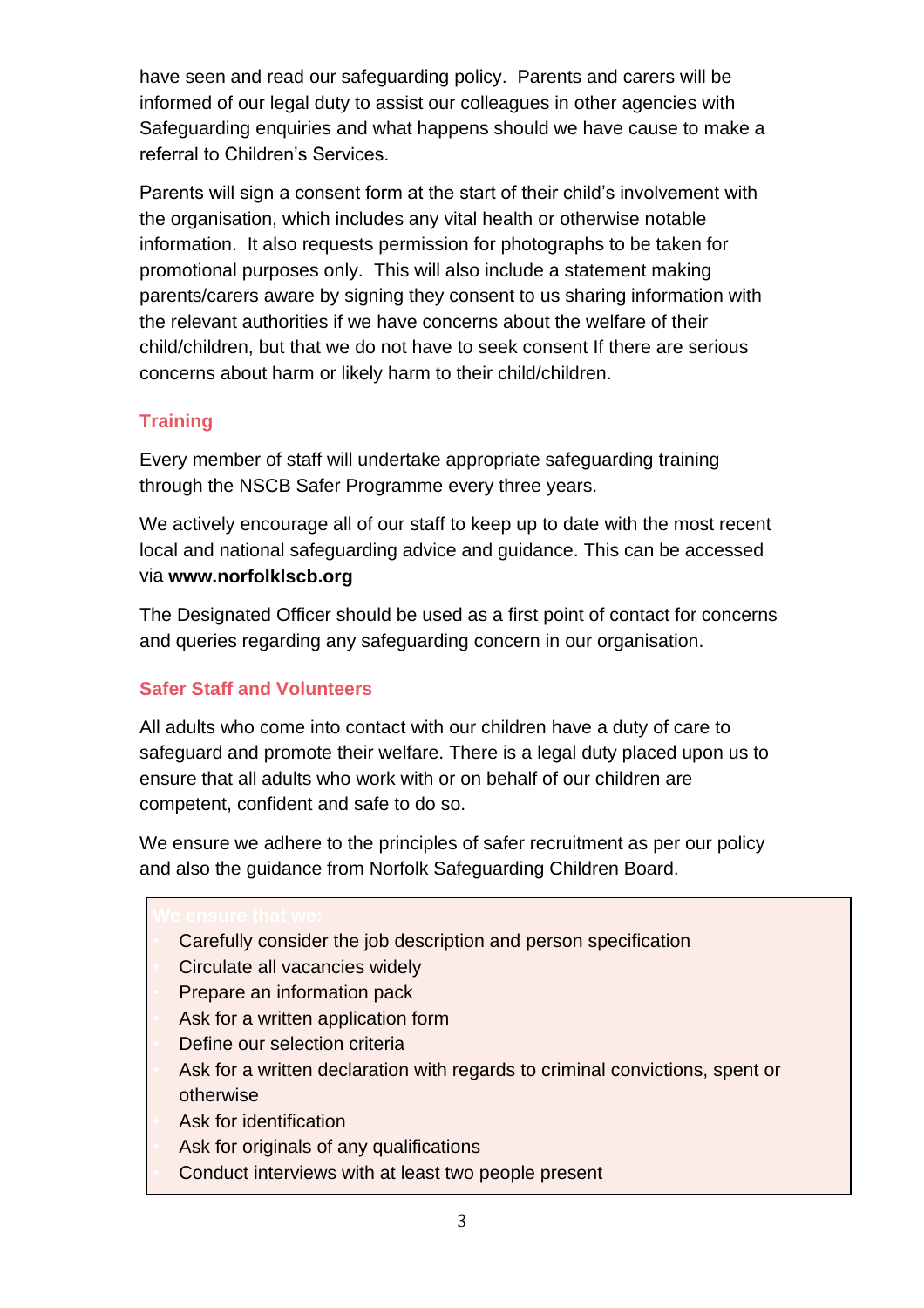have seen and read our safeguarding policy. Parents and carers will be informed of our legal duty to assist our colleagues in other agencies with Safeguarding enquiries and what happens should we have cause to make a referral to Children's Services.

Parents will sign a consent form at the start of their child's involvement with the organisation, which includes any vital health or otherwise notable information. It also requests permission for photographs to be taken for promotional purposes only. This will also include a statement making parents/carers aware by signing they consent to us sharing information with the relevant authorities if we have concerns about the welfare of their child/children, but that we do not have to seek consent If there are serious concerns about harm or likely harm to their child/children.

## Training

Every member of staff will undertake appropriate safeguarding training through the NSCB Safer Programme every three years.

We actively encourage all of our staff to keep up to date with the most recent local and national safeguarding advice and guidance. This can be accessed via **www.norfolklscb.org**

The Designated Officer should be used as a first point of contact for concerns and queries regarding any safeguarding concern in our organisation.

## Safer Staff and Volunteers

All adults who come into contact with our children have a duty of care to safeguard and promote their welfare. There is a legal duty placed upon us to ensure that all adults who work with or on behalf of our children are competent, confident and safe to do so.

We ensure we adhere to the principles of safer recruitment as per our policy and also the guidance from Norfolk Safeguarding Children Board.

**We ensure that we:**

- Carefully consider the job description and person specification
- Circulate all vacancies widely
- Prepare an information pack
- Ask for a written application form
- Define our selection criteria
- Ask for a written declaration with regards to criminal convictions, spent or otherwise
- Ask for identification
- Ask for originals of any qualifications
- Conduct interviews with at least two people present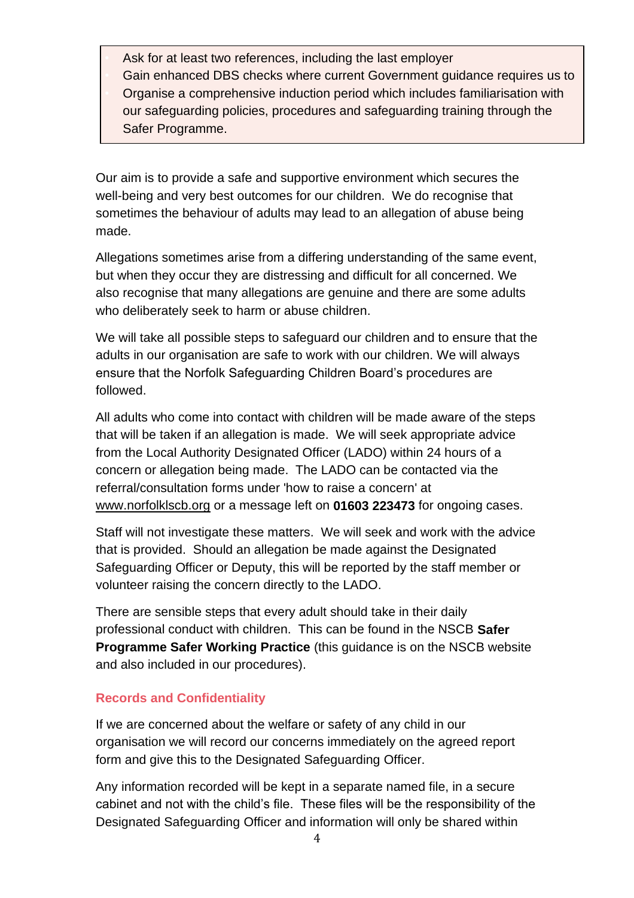- Ask for at least two references, including the last employer
- Gain enhanced DBS checks where current Government guidance requires us to
- Organise a comprehensive induction period which includes familiarisation with our safeguarding policies, procedures and safeguarding training through the Safer Programme.

Our aim is to provide a safe and supportive environment which secures the well-being and very best outcomes for our children. We do recognise that sometimes the behaviour of adults may lead to an allegation of abuse being made.

Allegations sometimes arise from a differing understanding of the same event, but when they occur they are distressing and difficult for all concerned. We also recognise that many allegations are genuine and there are some adults who deliberately seek to harm or abuse children.

We will take all possible steps to safeguard our children and to ensure that the adults in our organisation are safe to work with our children. We will always ensure that the Norfolk Safeguarding Children Board's procedures are followed.

All adults who come into contact with children will be made aware of the steps that will be taken if an allegation is made. We will seek appropriate advice from the Local Authority Designated Officer (LADO) within 24 hours of a concern or allegation being made. The LADO can be contacted via the referral/consultation forms under 'how to raise a concern' at www.norfolklscb.org or a message left on **01603 223473** for ongoing cases.

Staff will not investigate these matters. We will seek and work with the advice that is provided. Should an allegation be made against the Designated Safeguarding Officer or Deputy, this will be reported by the staff member or volunteer raising the concern directly to the LADO.

There are sensible steps that every adult should take in their daily professional conduct with children. This can be found in the NSCB **Safer Programme Safer Working Practice** (this guidance is on the NSCB website and also included in our procedures).

### Records and Confidentiality

If we are concerned about the welfare or safety of any child in our organisation we will record our concerns immediately on the agreed report form and give this to the Designated Safeguarding Officer.

Any information recorded will be kept in a separate named file, in a secure cabinet and not with the child's file. These files will be the responsibility of the Designated Safeguarding Officer and information will only be shared within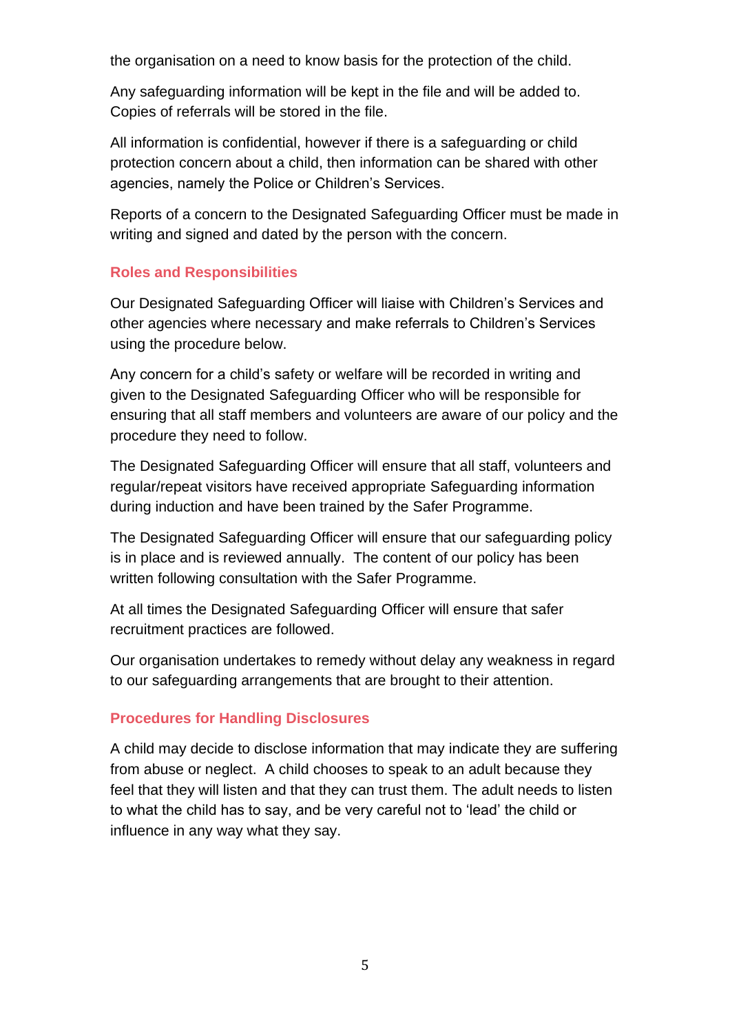the organisation on a need to know basis for the protection of the child.

Any safeguarding information will be kept in the file and will be added to. Copies of referrals will be stored in the file.

All information is confidential, however if there is a safeguarding or child protection concern about a child, then information can be shared with other agencies, namely the Police or Children's Services.

Reports of a concern to the Designated Safeguarding Officer must be made in writing and signed and dated by the person with the concern.

## Roles and Responsibilities

Our Designated Safeguarding Officer will liaise with Children's Services and other agencies where necessary and make referrals to Children's Services using the procedure below.

Any concern for a child's safety or welfare will be recorded in writing and given to the Designated Safeguarding Officer who will be responsible for ensuring that all staff members and volunteers are aware of our policy and the procedure they need to follow.

The Designated Safeguarding Officer will ensure that all staff, volunteers and regular/repeat visitors have received appropriate Safeguarding information during induction and have been trained by the Safer Programme.

The Designated Safeguarding Officer will ensure that our safeguarding policy is in place and is reviewed annually. The content of our policy has been written following consultation with the Safer Programme.

At all times the Designated Safeguarding Officer will ensure that safer recruitment practices are followed.

Our organisation undertakes to remedy without delay any weakness in regard to our safeguarding arrangements that are brought to their attention.

## Procedures for Handling Disclosures

A child may decide to disclose information that may indicate they are suffering from abuse or neglect. A child chooses to speak to an adult because they feel that they will listen and that they can trust them. The adult needs to listen to what the child has to say, and be very careful not to 'lead' the child or influence in any way what they say.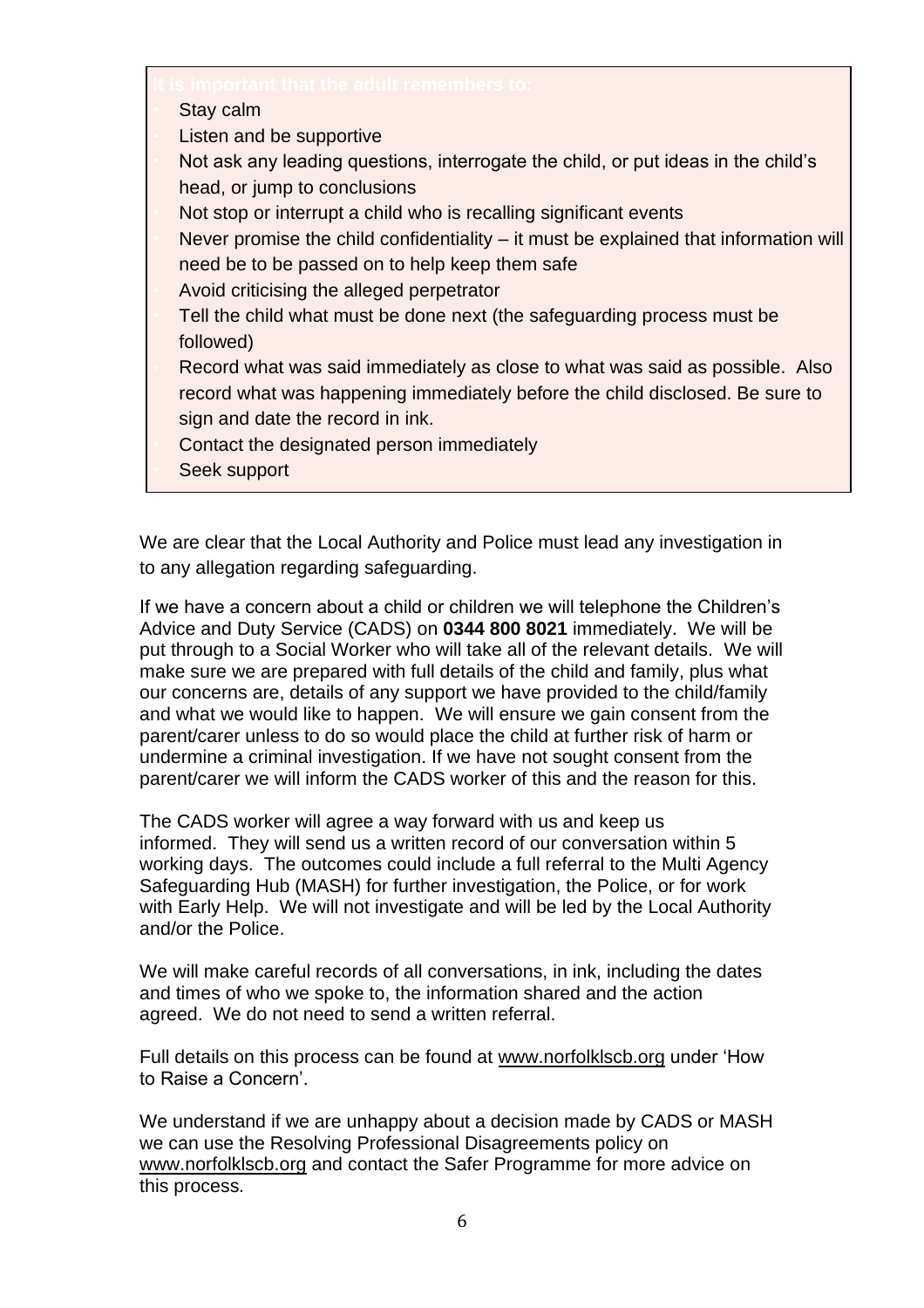**It is important that the adult remembers to:**

- Stay calm
- Listen and be supportive
- Not ask any leading questions, interrogate the child, or put ideas in the child's head, or jump to conclusions
- Not stop or interrupt a child who is recalling significant events
- Never promise the child confidentiality – it must be explained that information will need be to be passed on to help keep them safe
- Avoid criticising the alleged perpetrator
- Tell the child what must be done next (the safeguarding process must be followed)
- Record what was said immediately as close to what was said as possible. Also record what was happening immediately before the child disclosed. Be sure to sign and date the record in ink.
- Contact the designated person immediately
- Seek support

We are clear that the Local Authority and Police must lead any investigation in to any allegation regarding safeguarding.

If we have a concern about a child or children we will telephone the Children's Advice and Duty Service (CADS) on **0344 800 8021** immediately. We will be put through to a Social Worker who will take all of the relevant details. We will make sure we are prepared with full details of the child and family, plus what our concerns are, details of any support we have provided to the child/family and what we would like to happen. We will ensure we gain consent from the parent/carer unless to do so would place the child at further risk of harm or undermine a criminal investigation. If we have not sought consent from the parent/carer we will inform the CADS worker of this and the reason for this.

The CADS worker will agree a way forward with us and keep us informed. They will send us a written record of our conversation within 5 working days. The outcomes could include a full referral to the Multi Agency Safeguarding Hub (MASH) for further investigation, the Police, or for work with Early Help. We will not investigate and will be led by the Local Authority and/or the Police.

We will make careful records of all conversations, in ink, including the dates and times of who we spoke to, the information shared and the action agreed. We do not need to send a written referral.

Full details on this process can be found at www.norfolklscb.org under 'How to Raise a Concern'.

We understand if we are unhappy about a decision made by CADS or MASH we can use the Resolving Professional Disagreements policy on www.norfolklscb.org and contact the Safer Programme for more advice on this process.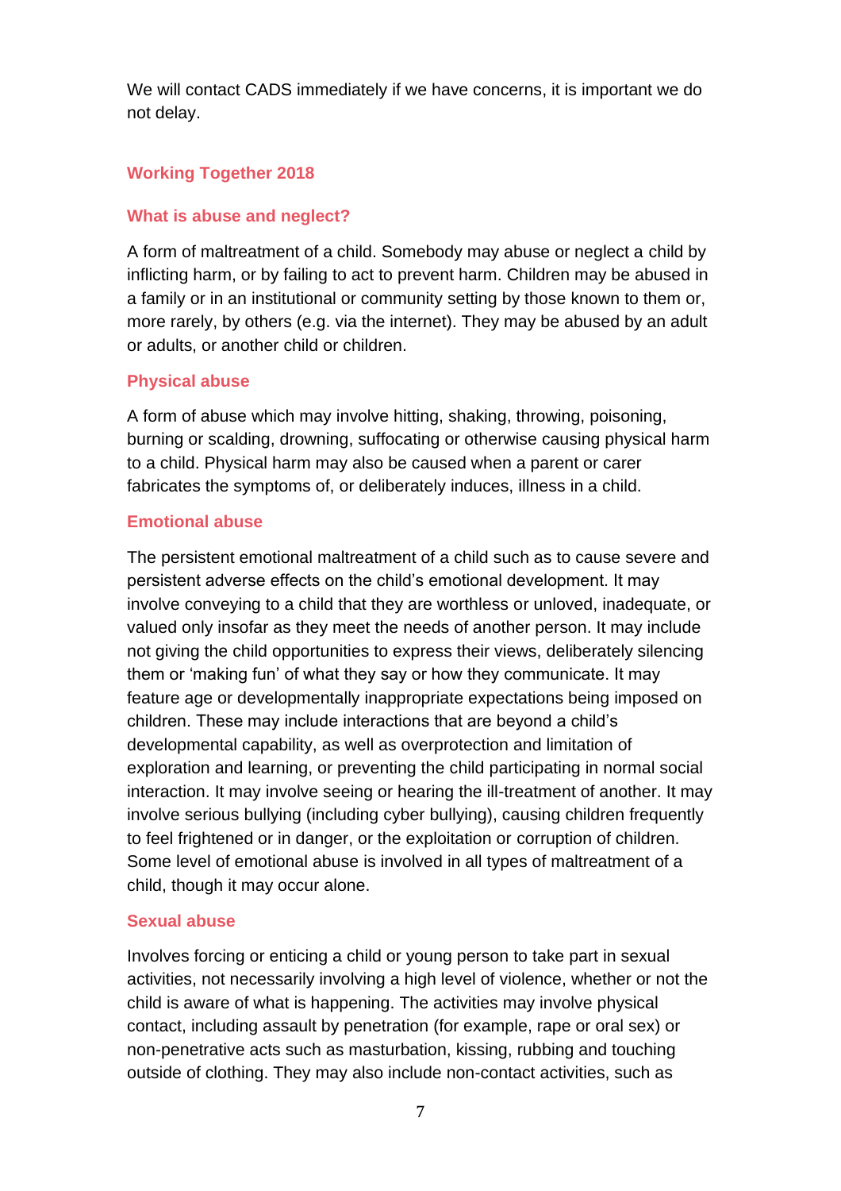We will contact CADS immediately if we have concerns, it is important we do not delay.

## Working Together 2018

### What is abuse and neglect?

A form of maltreatment of a child. Somebody may abuse or neglect a child by inflicting harm, or by failing to act to prevent harm. Children may be abused in a family or in an institutional or community setting by those known to them or, more rarely, by others (e.g. via the internet). They may be abused by an adult or adults, or another child or children.

### Physical abuse

A form of abuse which may involve hitting, shaking, throwing, poisoning, burning or scalding, drowning, suffocating or otherwise causing physical harm to a child. Physical harm may also be caused when a parent or carer fabricates the symptoms of, or deliberately induces, illness in a child.

### Emotional abuse

The persistent emotional maltreatment of a child such as to cause severe and persistent adverse effects on the child's emotional development. It may involve conveying to a child that they are worthless or unloved, inadequate, or valued only insofar as they meet the needs of another person. It may include not giving the child opportunities to express their views, deliberately silencing them or 'making fun' of what they say or how they communicate. It may feature age or developmentally inappropriate expectations being imposed on children. These may include interactions that are beyond a child's developmental capability, as well as overprotection and limitation of exploration and learning, or preventing the child participating in normal social interaction. It may involve seeing or hearing the ill-treatment of another. It may involve serious bullying (including cyber bullying), causing children frequently to feel frightened or in danger, or the exploitation or corruption of children. Some level of emotional abuse is involved in all types of maltreatment of a child, though it may occur alone.

### Sexual abuse

Involves forcing or enticing a child or young person to take part in sexual activities, not necessarily involving a high level of violence, whether or not the child is aware of what is happening. The activities may involve physical contact, including assault by penetration (for example, rape or oral sex) or non-penetrative acts such as masturbation, kissing, rubbing and touching outside of clothing. They may also include non-contact activities, such as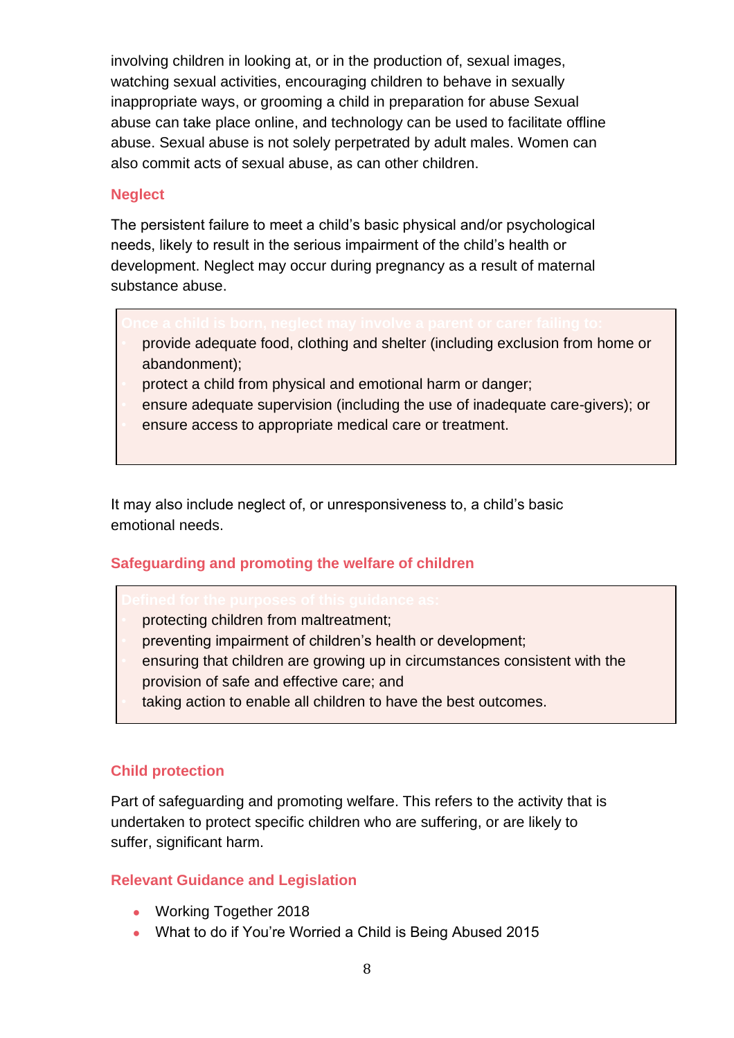involving children in looking at, or in the production of, sexual images, watching sexual activities, encouraging children to behave in sexually inappropriate ways, or grooming a child in preparation for abuse Sexual abuse can take place online, and technology can be used to facilitate offline abuse. Sexual abuse is not solely perpetrated by adult males. Women can also commit acts of sexual abuse, as can other children.

### Neglect

The persistent failure to meet a child's basic physical and/or psychological needs, likely to result in the serious impairment of the child's health or development. Neglect may occur during pregnancy as a result of maternal substance abuse.

**Once a child is born, neglect may involve a parent or carer failing to:**

- provide adequate food, clothing and shelter (including exclusion from home or abandonment);
- protect a child from physical and emotional harm or danger;
- ensure adequate supervision (including the use of inadequate care-givers); or
- ensure access to appropriate medical care or treatment.

It may also include neglect of, or unresponsiveness to, a child's basic emotional needs.

### Safeguarding and promoting the welfare of children

**Defined for the purposes of this guidance as:**

- protecting children from maltreatment;
- preventing impairment of children's health or development;
- ensuring that children are growing up in circumstances consistent with the provision of safe and effective care; and
- taking action to enable all children to have the best outcomes.

### Child protection

Part of safeguarding and promoting welfare. This refers to the activity that is undertaken to protect specific children who are suffering, or are likely to suffer, significant harm.

### Relevant Guidance and Legislation

- Working Together 2018
- What to do if You're Worried a Child is Being Abused 2015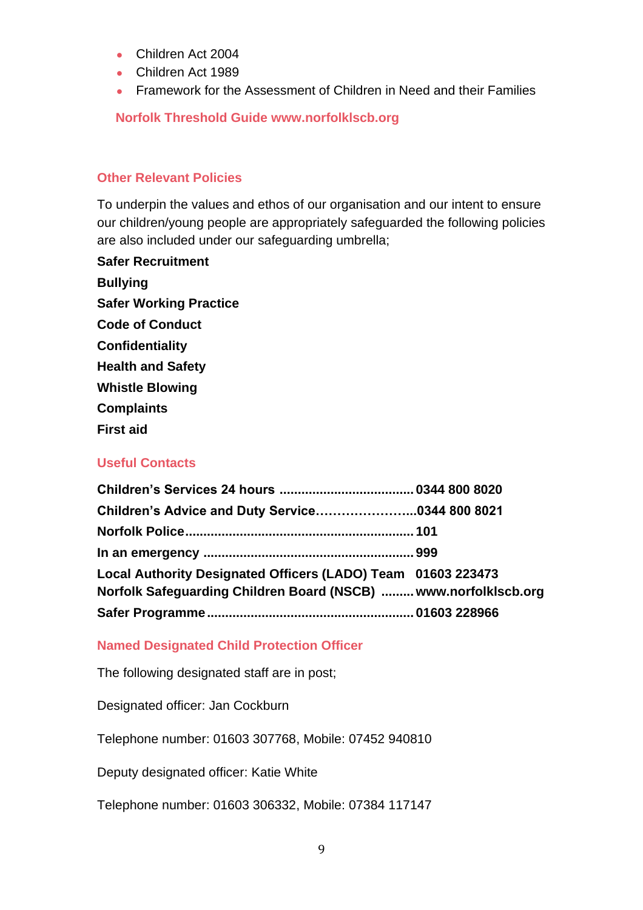- Children Act 2004
- Children Act 1989
- Framework for the Assessment of Children in Need and their Families

**Norfolk Threshold Guide www.norfolklscb.org**

## Other Relevant Policies

To underpin the values and ethos of our organisation and our intent to ensure our children/young people are appropriately safeguarded the following policies are also included under our safeguarding umbrella;

**Safer Recruitment**

**Bullying**

**Safer Working Practice**

**Code of Conduct**

**Confidentiality**

**Health and Safety**

**Whistle Blowing**

**Complaints**

**First aid**

## Useful Contacts

**Children's Services 24 hours ..................................... 0344 800 8020**

**Children's Advice and Duty Service…………………...0344 800 8021**

**Norfolk Police............................................................... 101**

**In an emergency ......................................................... 999**

**Local Authority Designated Officers (LADO) Team 01603 223473**

**Norfolk Safeguarding Children Board (NSCB) ......... www.norfolklscb.org**

**Safer Programme ........................................................ 01603 228966**

## Named Designated Child Protection Officer

The following designated staff are in post;

Designated officer: Jan Cockburn

Telephone number: 01603 307768, Mobile: 07452 940810

Deputy designated officer: Katie White

Telephone number: 01603 306332, Mobile: 07384 117147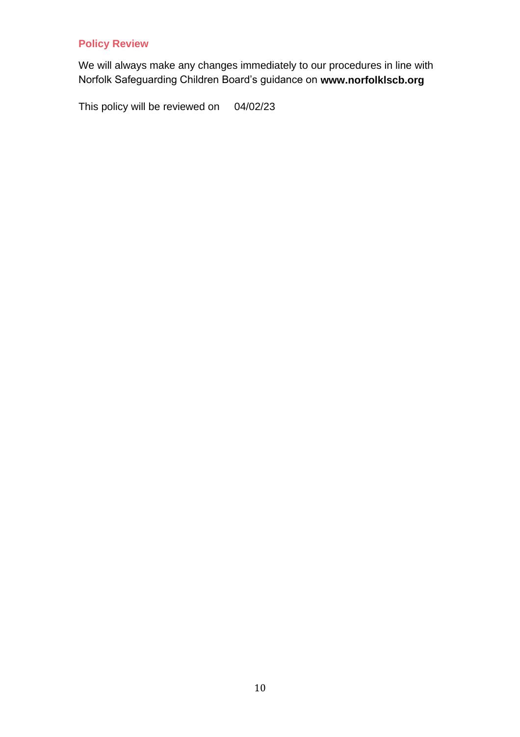## Policy Review

We will always make any changes immediately to our procedures in line with Norfolk Safeguarding Children Board's guidance on **www.norfolklscb.org**

This policy will be reviewed on 04/02/23